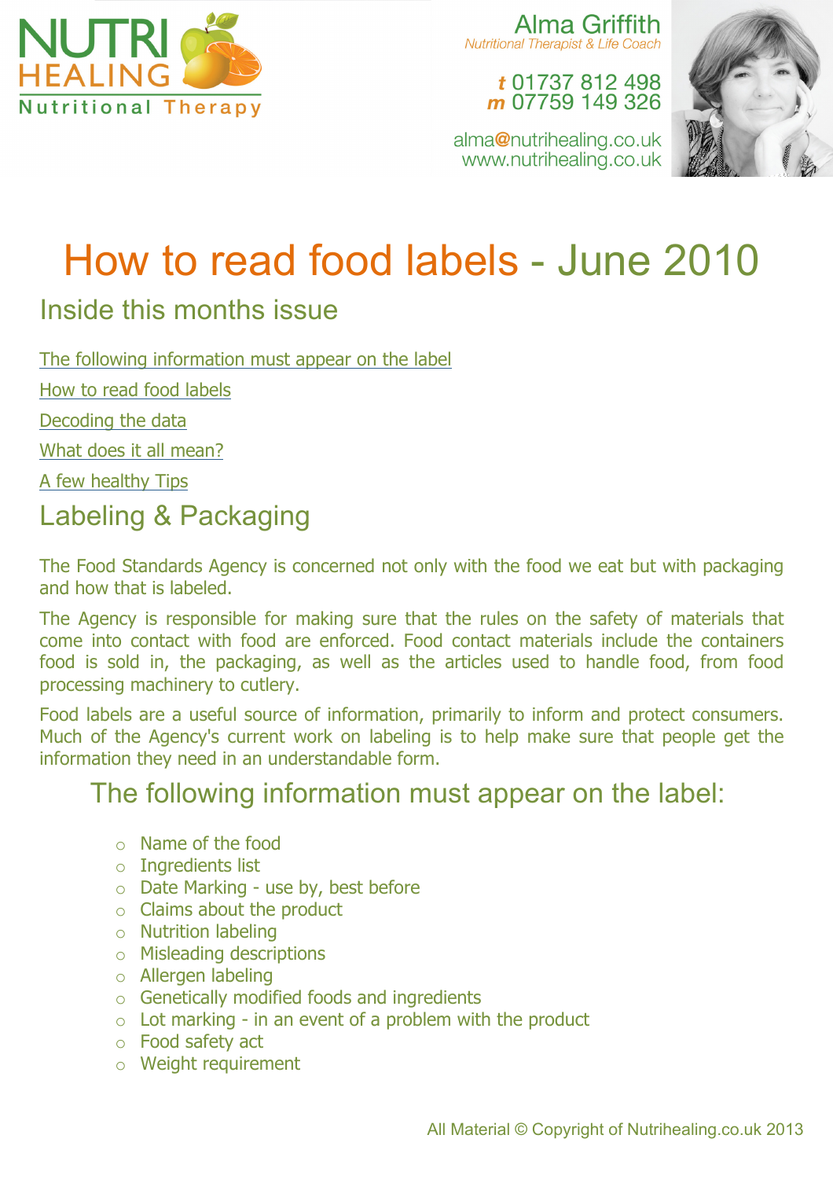NUTRI HEALING
Nutritional Therapy

Alma Griffith
*Nutritional Therapist & Life Coach*

**t** 01737 812 498
**m** 07759 149 326

alma@nutrihealing.co.uk
www.nutrihealing.co.uk

# How to read food labels - June 2010

## Inside this months issue

- The following information must appear on the label
- How to read food labels
- Decoding the data
- What does it all mean?
- A few healthy Tips

## Labeling & Packaging

The Food Standards Agency is concerned not only with the food we eat but with packaging and how that is labeled.

The Agency is responsible for making sure that the rules on the safety of materials that come into contact with food are enforced. Food contact materials include the containers food is sold in, the packaging, as well as the articles used to handle food, from food processing machinery to cutlery.

Food labels are a useful source of information, primarily to inform and protect consumers. Much of the Agency's current work on labeling is to help make sure that people get the information they need in an understandable form.

## The following information must appear on the label:

- Name of the food
- Ingredients list
- Date Marking - use by, best before
- Claims about the product
- Nutrition labeling
- Misleading descriptions
- Allergen labeling
- Genetically modified foods and ingredients
- Lot marking - in an event of a problem with the product
- Food safety act
- Weight requirement

All Material © Copyright of Nutrihealing.co.uk 2013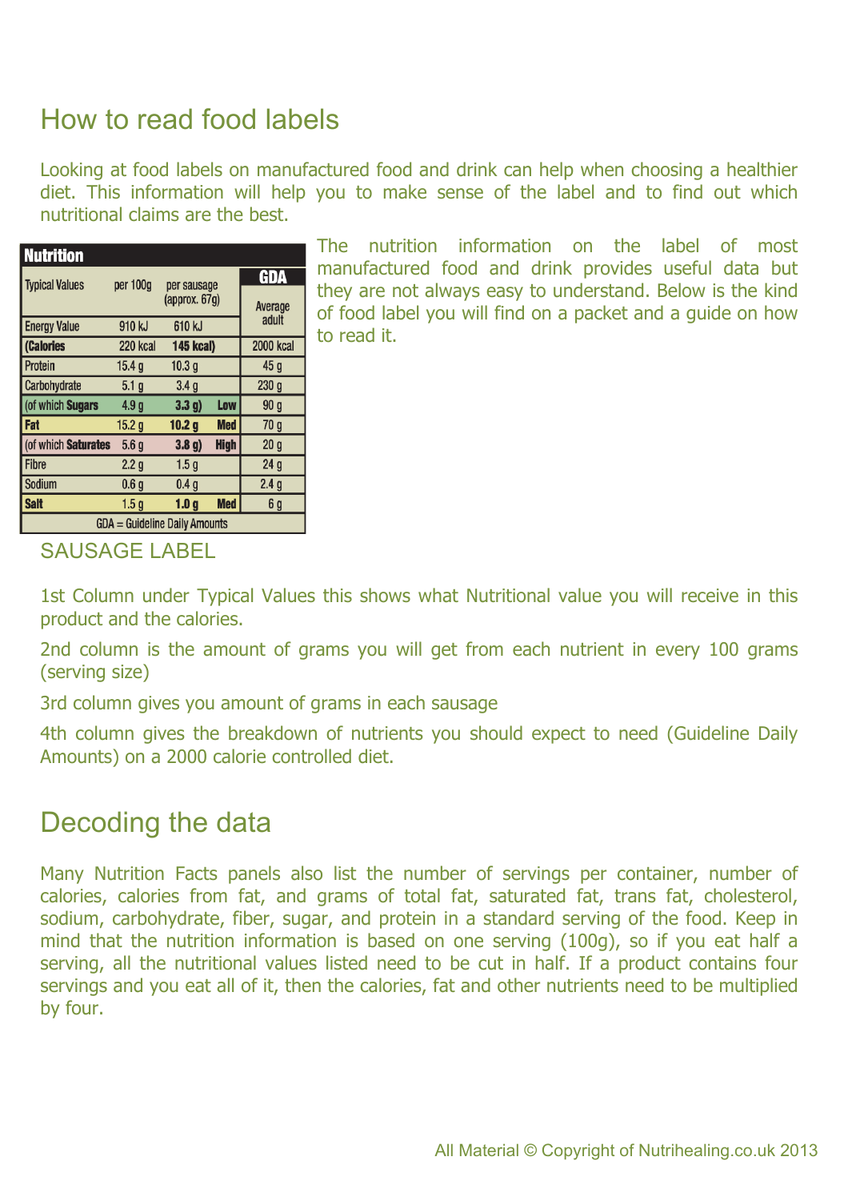## How to read food labels

Looking at food labels on manufactured food and drink can help when choosing a healthier diet. This information will help you to make sense of the label and to find out which nutritional claims are the best.

The nutrition information on the label of most manufactured food and drink provides useful data but they are not always easy to understand. Below is the kind of food label you will find on a packet and a guide on how to read it.

| Nutrition | | | | |
|---|---|---|---|---|
| Typical Values | per 100g | per sausage (approx. 67g) | | GDA Average adult |
| Energy Value | 910 kJ | 610 kJ | | |
| (Calories | 220 kcal | 145 kcal) | | 2000 kcal |
| Protein | 15.4 g | 10.3 g | | 45 g |
| Carbohydrate | 5.1 g | 3.4 g | | 230 g |
| (of which Sugars | 4.9 g | 3.3 g) | Low | 90 g |
| Fat | 15.2 g | 10.2 g | Med | 70 g |
| (of which Saturates | 5.6 g | 3.8 g) | High | 20 g |
| Fibre | 2.2 g | 1.5 g | | 24 g |
| Sodium | 0.6 g | 0.4 g | | 2.4 g |
| Salt | 1.5 g | 1.0 g | Med | 6 g |
| GDA = Guideline Daily Amounts | | | | |

SAUSAGE LABEL

1st Column under Typical Values this shows what Nutritional value you will receive in this product and the calories.

2nd column is the amount of grams you will get from each nutrient in every 100 grams (serving size)

3rd column gives you amount of grams in each sausage

4th column gives the breakdown of nutrients you should expect to need (Guideline Daily Amounts) on a 2000 calorie controlled diet.

## Decoding the data

Many Nutrition Facts panels also list the number of servings per container, number of calories, calories from fat, and grams of total fat, saturated fat, trans fat, cholesterol, sodium, carbohydrate, fiber, sugar, and protein in a standard serving of the food. Keep in mind that the nutrition information is based on one serving (100g), so if you eat half a serving, all the nutritional values listed need to be cut in half. If a product contains four servings and you eat all of it, then the calories, fat and other nutrients need to be multiplied by four.

All Material © Copyright of Nutrihealing.co.uk 2013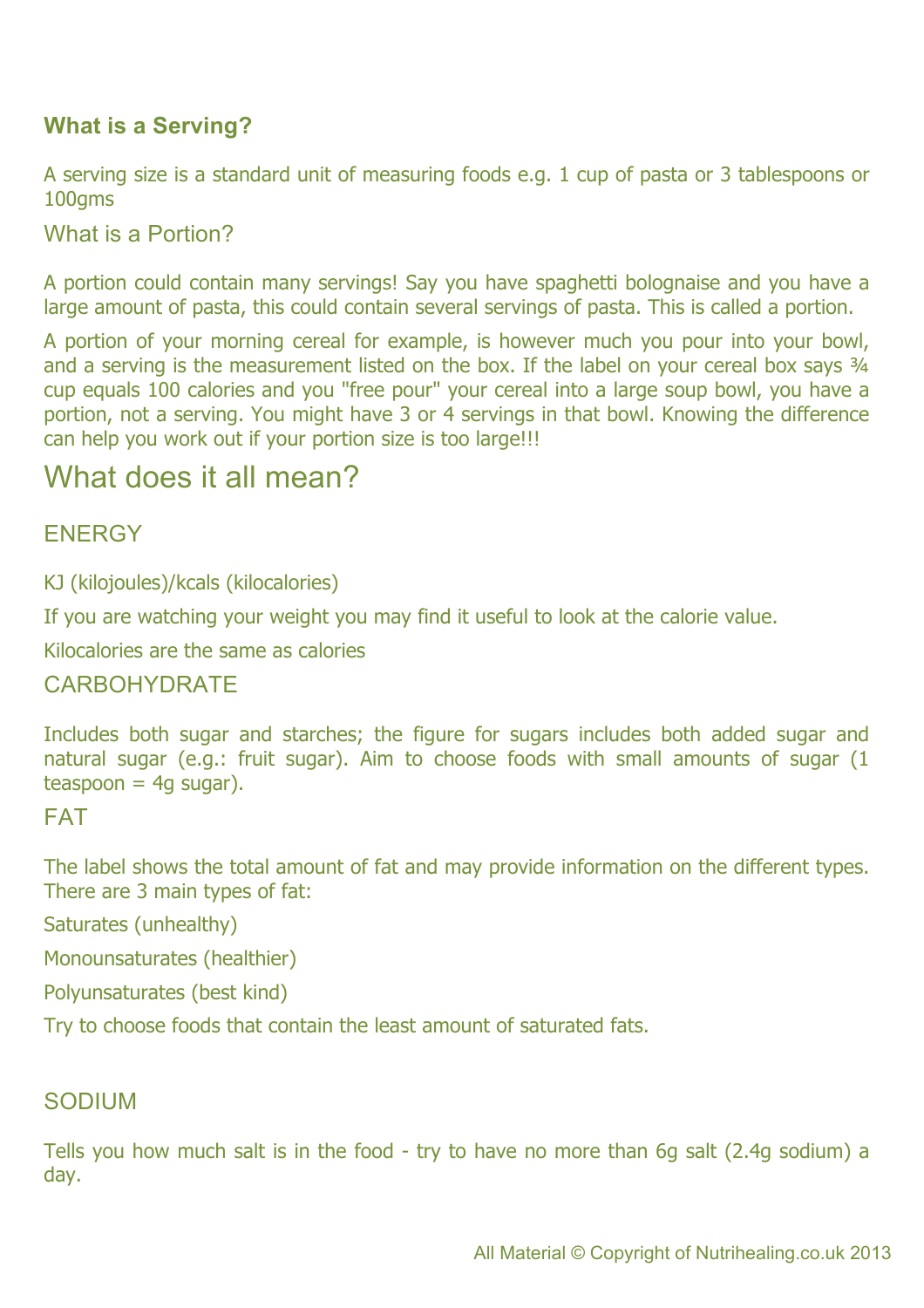### **What is a Serving?**

A serving size is a standard unit of measuring foods e.g. 1 cup of pasta or 3 tablespoons or 100gms

### What is a Portion?

A portion could contain many servings! Say you have spaghetti bolognaise and you have a large amount of pasta, this could contain several servings of pasta. This is called a portion.

A portion of your morning cereal for example, is however much you pour into your bowl, and a serving is the measurement listed on the box. If the label on your cereal box says ¾ cup equals 100 calories and you "free pour" your cereal into a large soup bowl, you have a portion, not a serving. You might have 3 or 4 servings in that bowl. Knowing the difference can help you work out if your portion size is too large!!!

## What does it all mean?

### ENERGY

KJ (kilojoules)/kcals (kilocalories)

If you are watching your weight you may find it useful to look at the calorie value.

Kilocalories are the same as calories

### CARBOHYDRATE

Includes both sugar and starches; the figure for sugars includes both added sugar and natural sugar (e.g.: fruit sugar). Aim to choose foods with small amounts of sugar (1 teaspoon = 4g sugar).

### FAT

The label shows the total amount of fat and may provide information on the different types. There are 3 main types of fat:

Saturates (unhealthy)

Monounsaturates (healthier)

Polyunsaturates (best kind)

Try to choose foods that contain the least amount of saturated fats.

### SODIUM

Tells you how much salt is in the food - try to have no more than 6g salt (2.4g sodium) a day.

All Material © Copyright of Nutrihealing.co.uk 2013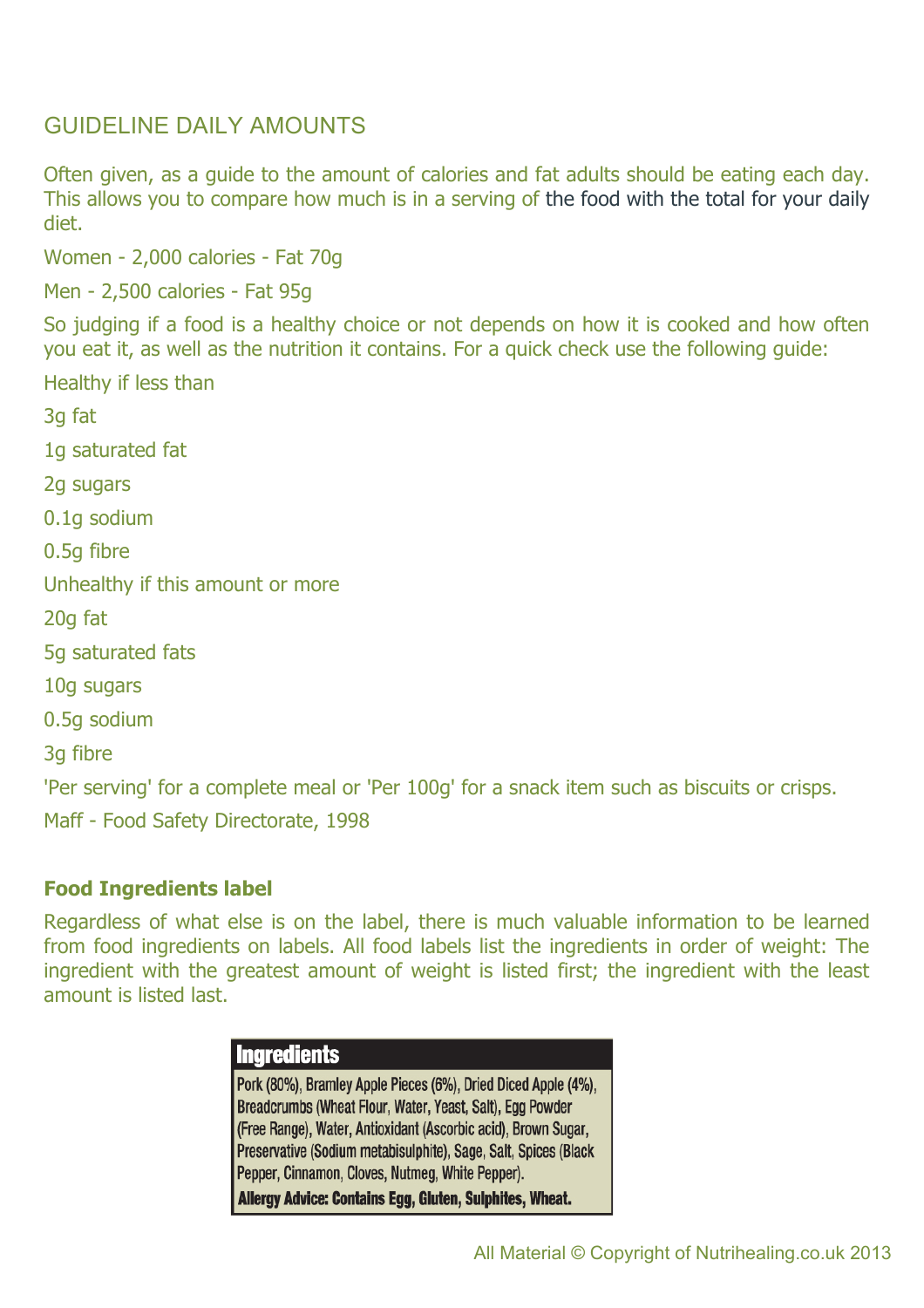## GUIDELINE DAILY AMOUNTS

Often given, as a guide to the amount of calories and fat adults should be eating each day. This allows you to compare how much is in a serving of the food with the total for your daily diet.

Women - 2,000 calories - Fat 70g

Men - 2,500 calories - Fat 95g

So judging if a food is a healthy choice or not depends on how it is cooked and how often you eat it, as well as the nutrition it contains. For a quick check use the following guide:

Healthy if less than

3g fat

1g saturated fat

2g sugars

0.1g sodium

0.5g fibre

Unhealthy if this amount or more

20g fat

5g saturated fats

10g sugars

0.5g sodium

3g fibre

'Per serving' for a complete meal or 'Per 100g' for a snack item such as biscuits or crisps.

Maff - Food Safety Directorate, 1998

### Food Ingredients label

Regardless of what else is on the label, there is much valuable information to be learned from food ingredients on labels. All food labels list the ingredients in order of weight: The ingredient with the greatest amount of weight is listed first; the ingredient with the least amount is listed last.

**Ingredients**

Pork (80%), Bramley Apple Pieces (6%), Dried Diced Apple (4%), Breadcrumbs (Wheat Flour, Water, Yeast, Salt), Egg Powder (Free Range), Water, Antioxidant (Ascorbic acid), Brown Sugar, Preservative (Sodium metabisulphite), Sage, Salt, Spices (Black Pepper, Cinnamon, Cloves, Nutmeg, White Pepper).

**Allergy Advice: Contains Egg, Gluten, Sulphites, Wheat.**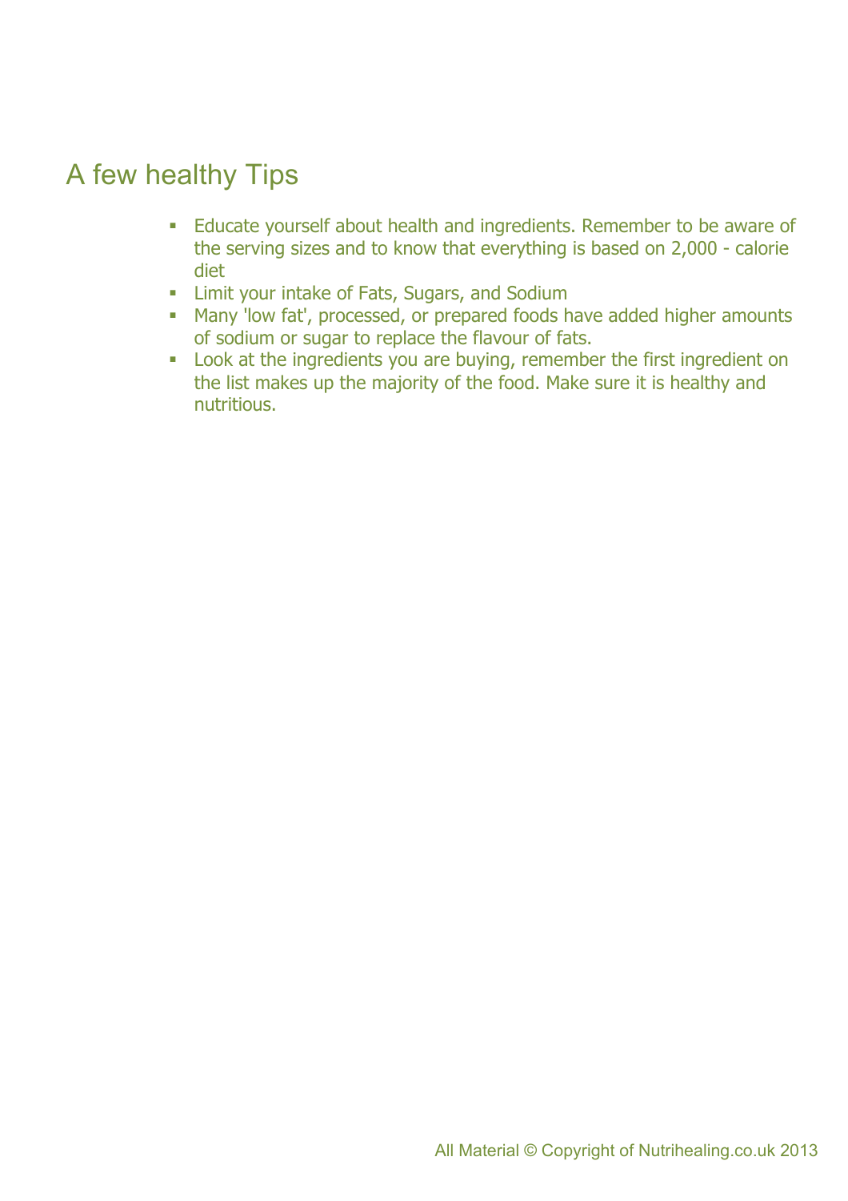## A few healthy Tips

- Educate yourself about health and ingredients. Remember to be aware of the serving sizes and to know that everything is based on 2,000 - calorie diet
- Limit your intake of Fats, Sugars, and Sodium
- Many 'low fat', processed, or prepared foods have added higher amounts of sodium or sugar to replace the flavour of fats.
- Look at the ingredients you are buying, remember the first ingredient on the list makes up the majority of the food. Make sure it is healthy and nutritious.

All Material © Copyright of Nutrihealing.co.uk 2013